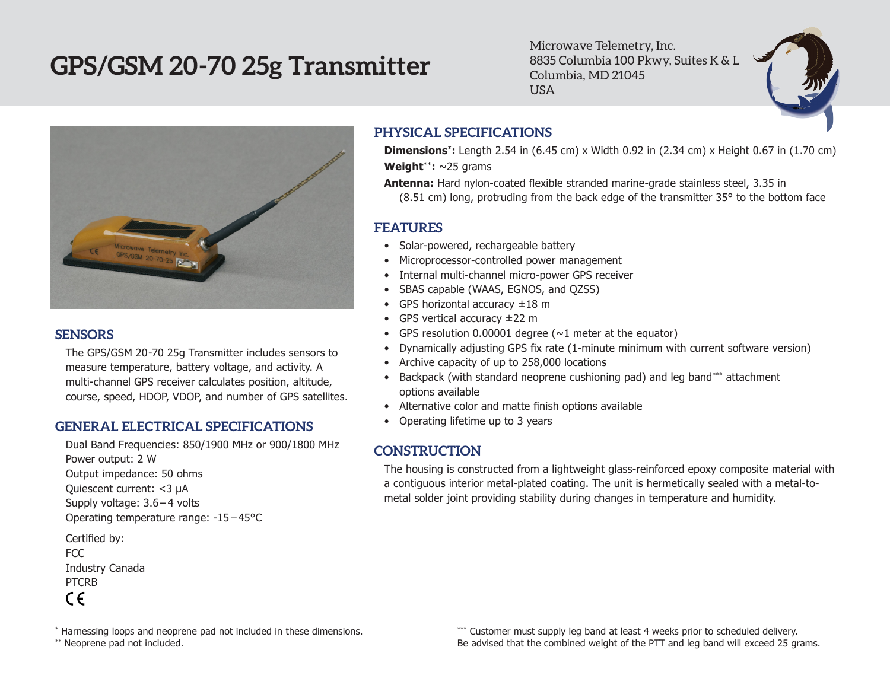# GPS/GSM 20-70 25g Transmitter

Microwave Telemetry, Inc.
8835 Columbia 100 Pkwy, Suites K & L
Columbia, MD 21045
USA

## SENSORS

The GPS/GSM 20-70 25g Transmitter includes sensors to measure temperature, battery voltage, and activity. A multi-channel GPS receiver calculates position, altitude, course, speed, HDOP, VDOP, and number of GPS satellites.

## GENERAL ELECTRICAL SPECIFICATIONS

Dual Band Frequencies: 850/1900 MHz or 900/1800 MHz
Power output: 2 W
Output impedance: 50 ohms
Quiescent current: <3 μA
Supply voltage: 3.6 – 4 volts
Operating temperature range: -15 – 45°C

Certified by:
FCC
Industry Canada
PTCRB
CE

## PHYSICAL SPECIFICATIONS

**Dimensions*:** Length 2.54 in (6.45 cm) x Width 0.92 in (2.34 cm) x Height 0.67 in (1.70 cm)

**Weight**:** ~25 grams

**Antenna:** Hard nylon-coated flexible stranded marine-grade stainless steel, 3.35 in (8.51 cm) long, protruding from the back edge of the transmitter 35° to the bottom face

## FEATURES

- Solar-powered, rechargeable battery
- Microprocessor-controlled power management
- Internal multi-channel micro-power GPS receiver
- SBAS capable (WAAS, EGNOS, and QZSS)
- GPS horizontal accuracy ±18 m
- GPS vertical accuracy ±22 m
- GPS resolution 0.00001 degree (~1 meter at the equator)
- Dynamically adjusting GPS fix rate (1-minute minimum with current software version)
- Archive capacity of up to 258,000 locations
- Backpack (with standard neoprene cushioning pad) and leg band*** attachment options available
- Alternative color and matte finish options available
- Operating lifetime up to 3 years

## CONSTRUCTION

The housing is constructed from a lightweight glass-reinforced epoxy composite material with a contiguous interior metal-plated coating. The unit is hermetically sealed with a metal-to-metal solder joint providing stability during changes in temperature and humidity.

* Harnessing loops and neoprene pad not included in these dimensions.
** Neoprene pad not included.

*** Customer must supply leg band at least 4 weeks prior to scheduled delivery.
Be advised that the combined weight of the PTT and leg band will exceed 25 grams.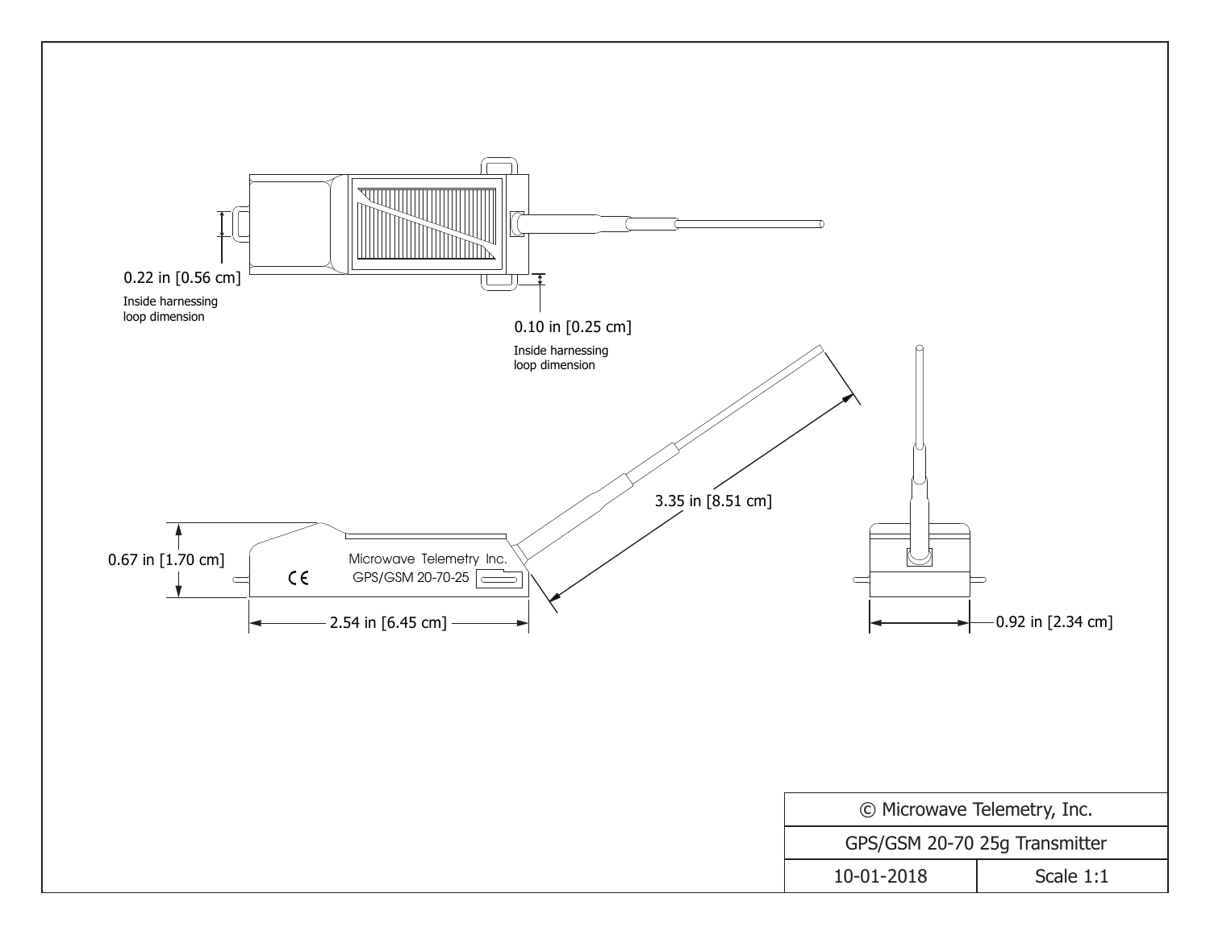0.22 in [0.56 cm]

Inside harnessing loop dimension

0.10 in [0.25 cm]

Inside harnessing loop dimension

3.35 in [8.51 cm]

0.67 in [1.70 cm]

Microwave Telemetry Inc.

GPS/GSM 20-70-25

CE

2.54 in [6.45 cm]

0.92 in [2.34 cm]

| | |
|---|---|
| © Microwave Telemetry, Inc. | |
| GPS/GSM 20-70 25g Transmitter | |
| 10-01-2018 | Scale 1:1 |